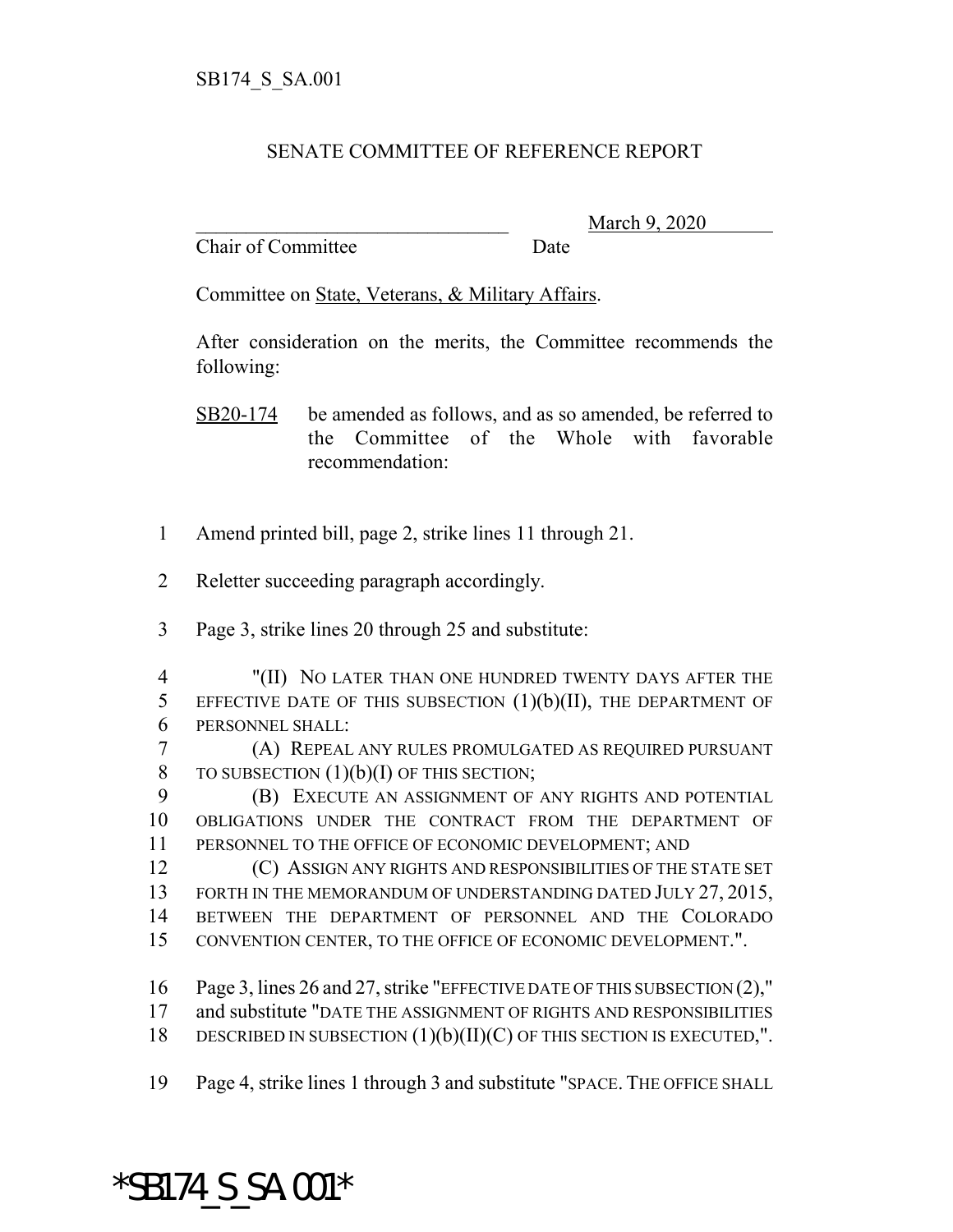SB174_S_SA.001

## SENATE COMMITTEE OF REFERENCE REPORT

\_\_\_\_\_\_\_\_\_\_\_\_\_\_\_\_\_\_\_\_\_\_\_\_\_\_\_\_\_\_\_ March 9, 2020

Chair of Committee Date

Committee on State, Veterans, & Military Affairs.

After consideration on the merits, the Committee recommends the following:

SB20-174 be amended as follows, and as so amended, be referred to the Committee of the Whole with favorable recommendation:

1 Amend printed bill, page 2, strike lines 11 through 21.

2 Reletter succeeding paragraph accordingly.

3 Page 3, strike lines 20 through 25 and substitute:

4 "(II) NO LATER THAN ONE HUNDRED TWENTY DAYS AFTER THE
5 EFFECTIVE DATE OF THIS SUBSECTION (1)(b)(II), THE DEPARTMENT OF
6 PERSONNEL SHALL:
7 (A) REPEAL ANY RULES PROMULGATED AS REQUIRED PURSUANT
8 TO SUBSECTION (1)(b)(I) OF THIS SECTION;
9 (B) EXECUTE AN ASSIGNMENT OF ANY RIGHTS AND POTENTIAL
10 OBLIGATIONS UNDER THE CONTRACT FROM THE DEPARTMENT OF
11 PERSONNEL TO THE OFFICE OF ECONOMIC DEVELOPMENT; AND
12 (C) ASSIGN ANY RIGHTS AND RESPONSIBILITIES OF THE STATE SET
13 FORTH IN THE MEMORANDUM OF UNDERSTANDING DATED JULY 27, 2015,
14 BETWEEN THE DEPARTMENT OF PERSONNEL AND THE COLORADO
15 CONVENTION CENTER, TO THE OFFICE OF ECONOMIC DEVELOPMENT.".

16 Page 3, lines 26 and 27, strike "EFFECTIVE DATE OF THIS SUBSECTION (2),"
17 and substitute "DATE THE ASSIGNMENT OF RIGHTS AND RESPONSIBILITIES
18 DESCRIBED IN SUBSECTION (1)(b)(II)(C) OF THIS SECTION IS EXECUTED,".

19 Page 4, strike lines 1 through 3 and substitute "SPACE. THE OFFICE SHALL

*SB174_S_SA.001*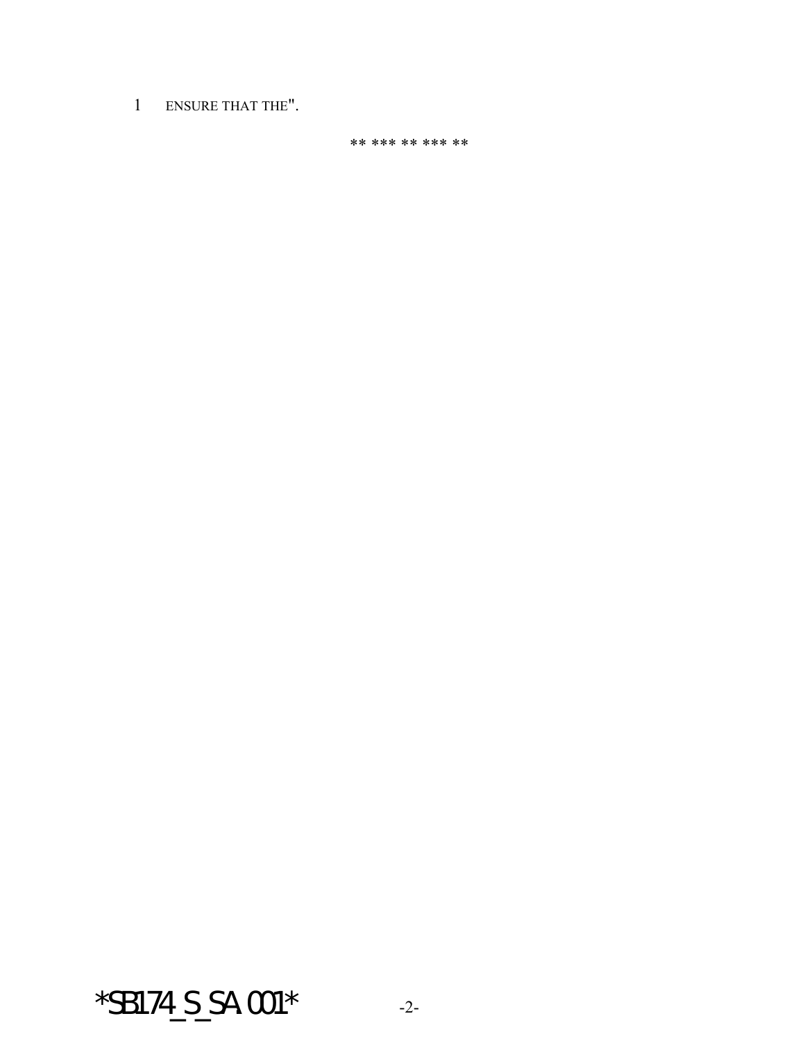1 ENSURE THAT THE".

** *** ** *** **

*SB174_S_SA 001*